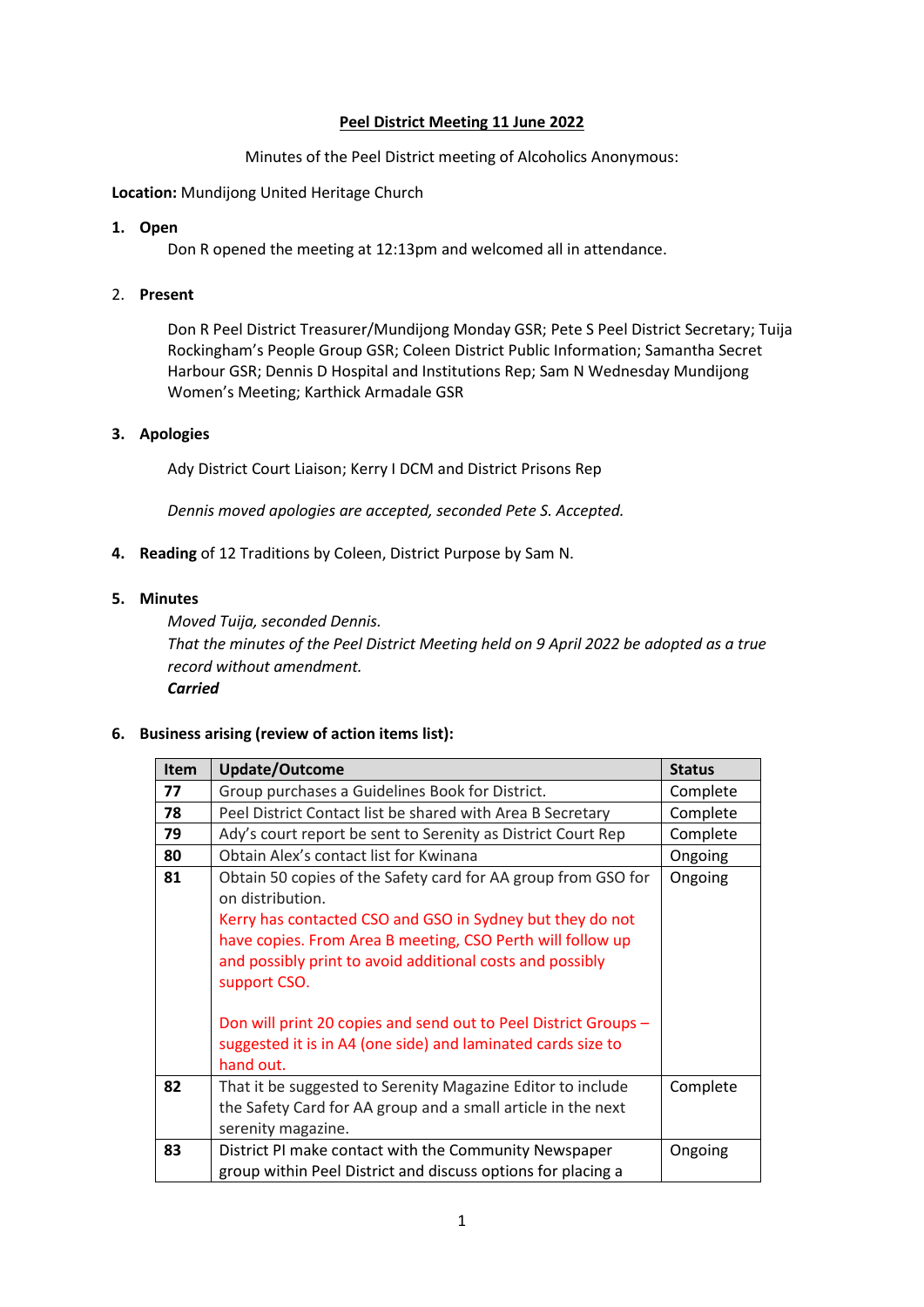**Peel District Meeting 11 June 2022**

Minutes of the Peel District meeting of Alcoholics Anonymous:

**Location:** Mundijong United Heritage Church

1. **Open**

   Don R opened the meeting at 12:13pm and welcomed all in attendance.

2. **Present**

   Don R Peel District Treasurer/Mundijong Monday GSR; Pete S Peel District Secretary; Tuija Rockingham's People Group GSR; Coleen District Public Information; Samantha Secret Harbour GSR; Dennis D Hospital and Institutions Rep; Sam N Wednesday Mundijong Women's Meeting; Karthick Armadale GSR

3. **Apologies**

   Ady District Court Liaison; Kerry I DCM and District Prisons Rep

   *Dennis moved apologies are accepted, seconded Pete S. Accepted.*

4. **Reading** of 12 Traditions by Coleen, District Purpose by Sam N.

5. **Minutes**

   *Moved Tuija, seconded Dennis.*
   *That the minutes of the Peel District Meeting held on 9 April 2022 be adopted as a true record without amendment.*
   ***Carried***

6. **Business arising (review of action items list):**

| Item | Update/Outcome | Status |
|---|---|---|
| **77** | Group purchases a Guidelines Book for District. | Complete |
| **78** | Peel District Contact list be shared with Area B Secretary | Complete |
| **79** | Ady's court report be sent to Serenity as District Court Rep | Complete |
| **80** | Obtain Alex's contact list for Kwinana | Ongoing |
| **81** | Obtain 50 copies of the Safety card for AA group from GSO for on distribution. Kerry has contacted CSO and GSO in Sydney but they do not have copies. From Area B meeting, CSO Perth will follow up and possibly print to avoid additional costs and possibly support CSO. Don will print 20 copies and send out to Peel District Groups – suggested it is in A4 (one side) and laminated cards size to hand out. | Ongoing |
| **82** | That it be suggested to Serenity Magazine Editor to include the Safety Card for AA group and a small article in the next serenity magazine. | Complete |
| **83** | District PI make contact with the Community Newspaper group within Peel District and discuss options for placing a | Ongoing |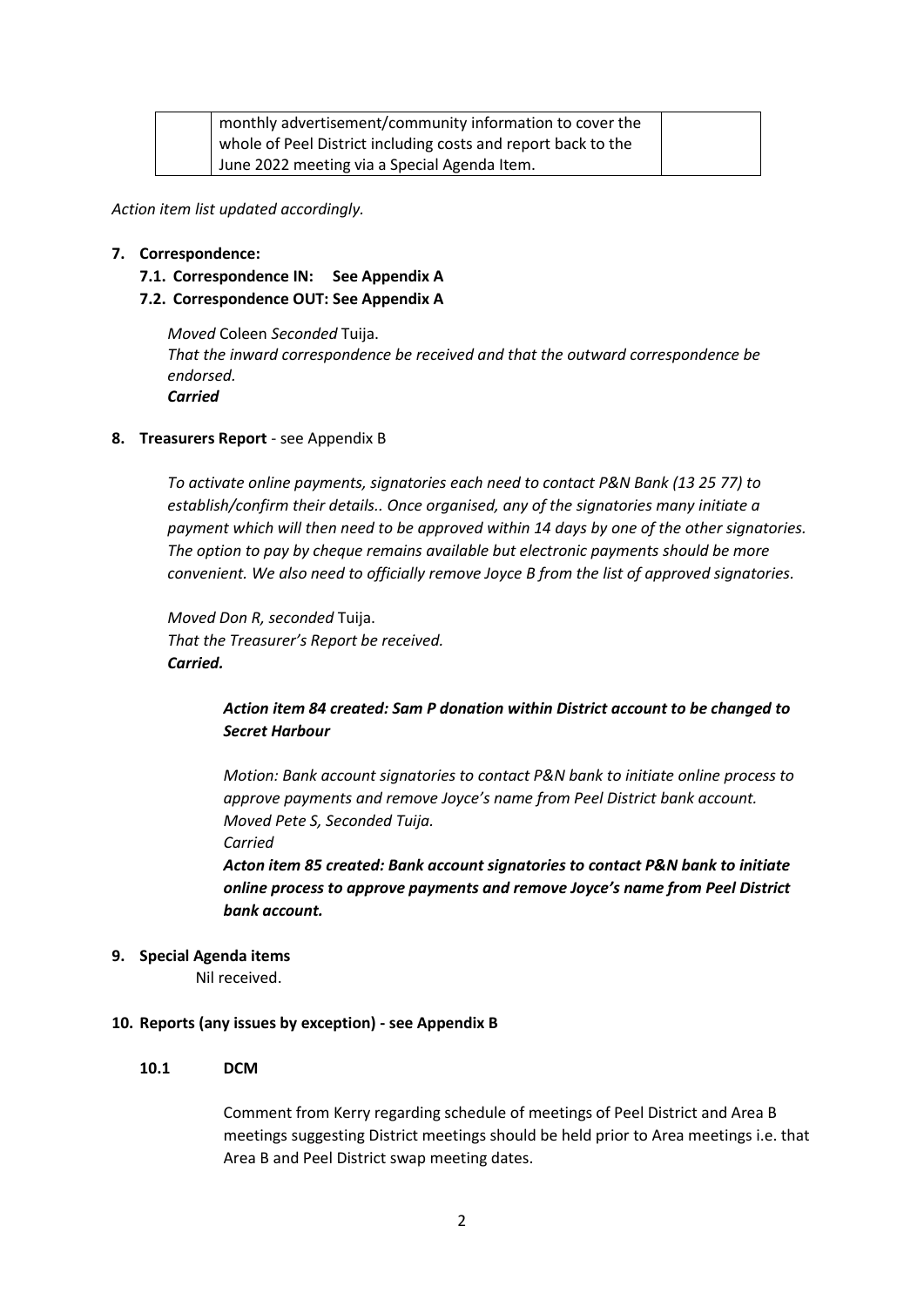|  | monthly advertisement/community information to cover the whole of Peel District including costs and report back to the June 2022 meeting via a Special Agenda Item. |  |
|---|---|---|

*Action item list updated accordingly.*

**7. Correspondence:**

**7.1. Correspondence IN: See Appendix A**

**7.2. Correspondence OUT: See Appendix A**

*Moved* Coleen *Seconded* Tuija.
*That the inward correspondence be received and that the outward correspondence be endorsed.*
***Carried***

**8. Treasurers Report** - see Appendix B

*To activate online payments, signatories each need to contact P&N Bank (13 25 77) to establish/confirm their details.. Once organised, any of the signatories many initiate a payment which will then need to be approved within 14 days by one of the other signatories. The option to pay by cheque remains available but electronic payments should be more convenient. We also need to officially remove Joyce B from the list of approved signatories.*

*Moved Don R, seconded* Tuija.
*That the Treasurer's Report be received.*
***Carried.***

***Action item 84 created: Sam P donation within District account to be changed to Secret Harbour***

*Motion: Bank account signatories to contact P&N bank to initiate online process to approve payments and remove Joyce's name from Peel District bank account.*
*Moved Pete S, Seconded Tuija.*
*Carried*
***Acton item 85 created: Bank account signatories to contact P&N bank to initiate online process to approve payments and remove Joyce's name from Peel District bank account.***

**9. Special Agenda items**

Nil received.

**10. Reports (any issues by exception) - see Appendix B**

**10.1 DCM**

Comment from Kerry regarding schedule of meetings of Peel District and Area B meetings suggesting District meetings should be held prior to Area meetings i.e. that Area B and Peel District swap meeting dates.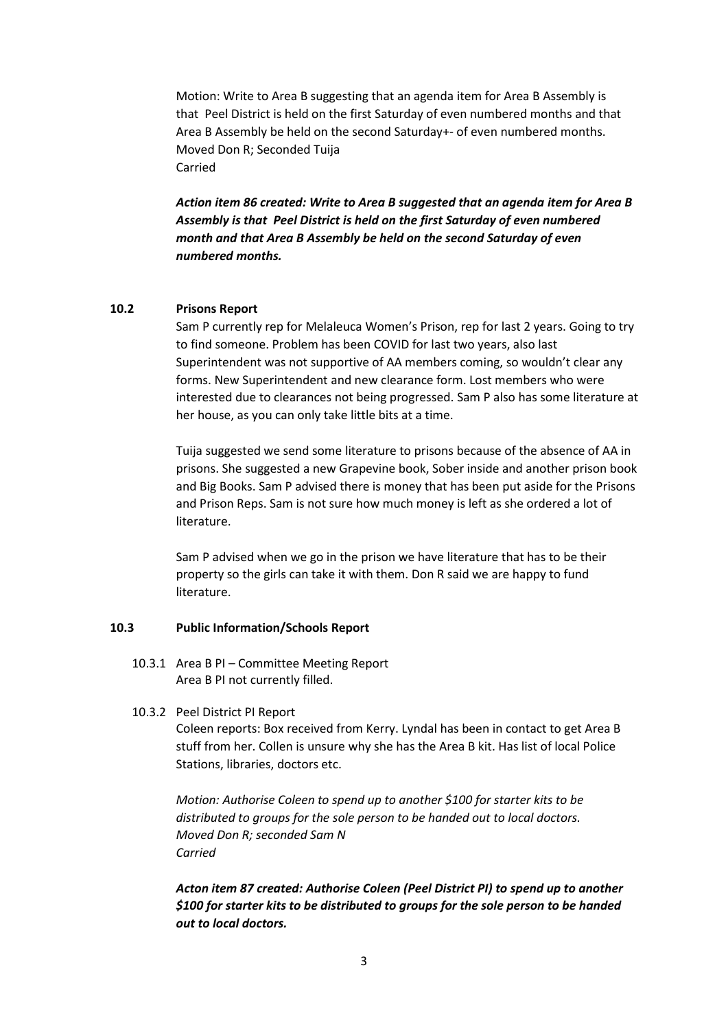Motion: Write to Area B suggesting that an agenda item for Area B Assembly is that Peel District is held on the first Saturday of even numbered months and that Area B Assembly be held on the second Saturday+- of even numbered months.
Moved Don R; Seconded Tuija
Carried

***Action item 86 created: Write to Area B suggested that an agenda item for Area B Assembly is that Peel District is held on the first Saturday of even numbered month and that Area B Assembly be held on the second Saturday of even numbered months.***

### 10.2 Prisons Report

Sam P currently rep for Melaleuca Women's Prison, rep for last 2 years. Going to try to find someone. Problem has been COVID for last two years, also last Superintendent was not supportive of AA members coming, so wouldn't clear any forms. New Superintendent and new clearance form. Lost members who were interested due to clearances not being progressed. Sam P also has some literature at her house, as you can only take little bits at a time.

Tuija suggested we send some literature to prisons because of the absence of AA in prisons. She suggested a new Grapevine book, Sober inside and another prison book and Big Books. Sam P advised there is money that has been put aside for the Prisons and Prison Reps. Sam is not sure how much money is left as she ordered a lot of literature.

Sam P advised when we go in the prison we have literature that has to be their property so the girls can take it with them. Don R said we are happy to fund literature.

### 10.3 Public Information/Schools Report

10.3.1 Area B PI – Committee Meeting Report
Area B PI not currently filled.

10.3.2 Peel District PI Report
Coleen reports: Box received from Kerry. Lyndal has been in contact to get Area B stuff from her. Collen is unsure why she has the Area B kit. Has list of local Police Stations, libraries, doctors etc.

*Motion: Authorise Coleen to spend up to another $100 for starter kits to be distributed to groups for the sole person to be handed out to local doctors.*
*Moved Don R; seconded Sam N*
*Carried*

***Acton item 87 created: Authorise Coleen (Peel District PI) to spend up to another $100 for starter kits to be distributed to groups for the sole person to be handed out to local doctors.***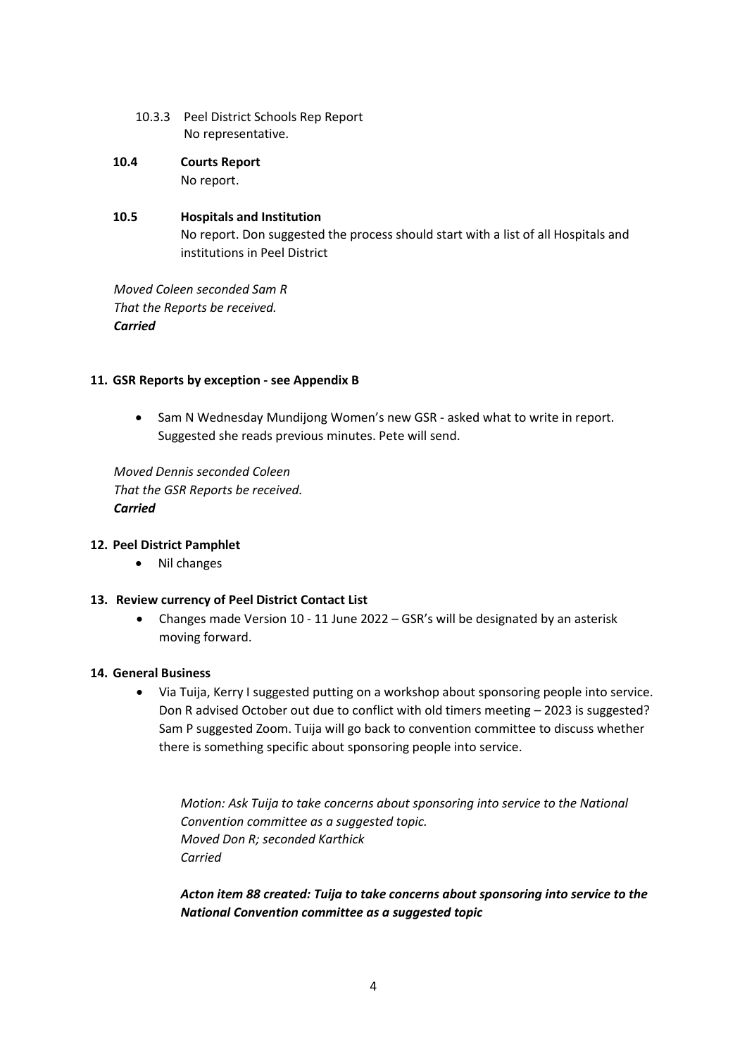10.3.3 Peel District Schools Rep Report
No representative.

**10.4 Courts Report**
No report.

**10.5 Hospitals and Institution**
No report. Don suggested the process should start with a list of all Hospitals and institutions in Peel District

*Moved Coleen seconded Sam R*
*That the Reports be received.*
***Carried***

## 11. GSR Reports by exception - see Appendix B

- Sam N Wednesday Mundijong Women's new GSR - asked what to write in report. Suggested she reads previous minutes. Pete will send.

*Moved Dennis seconded Coleen*
*That the GSR Reports be received.*
***Carried***

## 12. Peel District Pamphlet

- Nil changes

## 13. Review currency of Peel District Contact List

- Changes made Version 10 - 11 June 2022 – GSR's will be designated by an asterisk moving forward.

## 14. General Business

- Via Tuija, Kerry I suggested putting on a workshop about sponsoring people into service. Don R advised October out due to conflict with old timers meeting – 2023 is suggested? Sam P suggested Zoom. Tuija will go back to convention committee to discuss whether there is something specific about sponsoring people into service.

*Motion: Ask Tuija to take concerns about sponsoring into service to the National Convention committee as a suggested topic.*
*Moved Don R; seconded Karthick*
*Carried*

***Acton item 88 created: Tuija to take concerns about sponsoring into service to the National Convention committee as a suggested topic***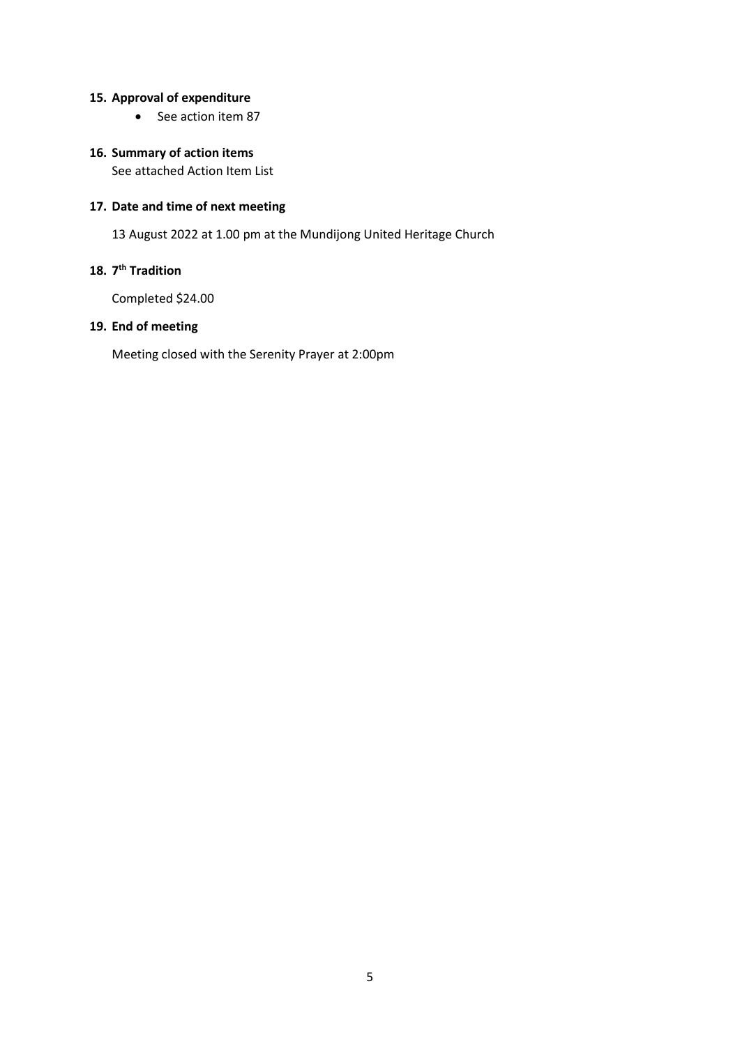**15. Approval of expenditure**

- See action item 87

**16. Summary of action items**

See attached Action Item List

**17. Date and time of next meeting**

13 August 2022 at 1.00 pm at the Mundijong United Heritage Church

**18. $7^{th}$ Tradition**

Completed $24.00

**19. End of meeting**

Meeting closed with the Serenity Prayer at 2:00pm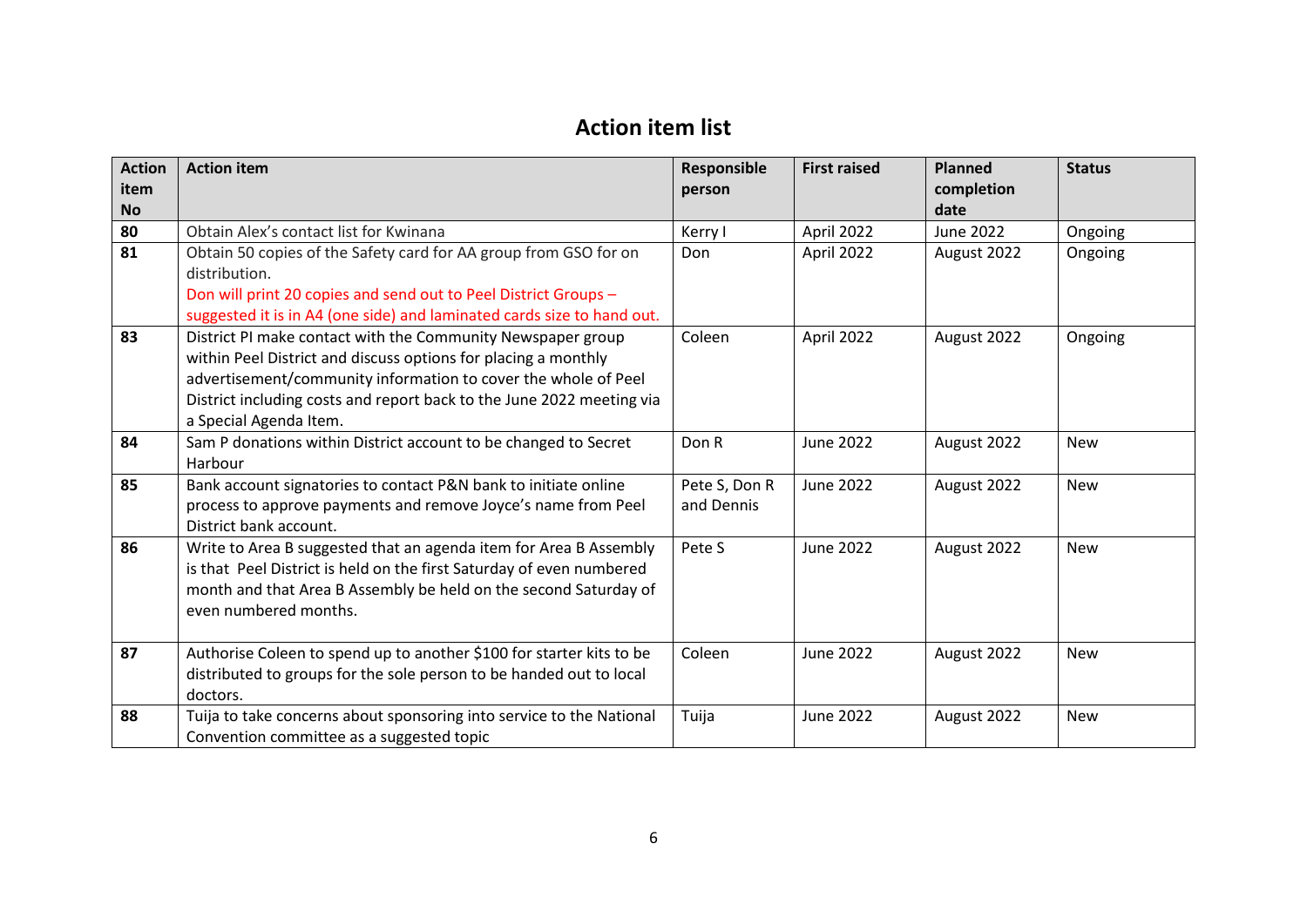# Action item list

| Action item No | Action item | Responsible person | First raised | Planned completion date | Status |
|---|---|---|---|---|---|
| **80** | Obtain Alex's contact list for Kwinana | Kerry I | April 2022 | June 2022 | Ongoing |
| **81** | Obtain 50 copies of the Safety card for AA group from GSO for on distribution. Don will print 20 copies and send out to Peel District Groups – suggested it is in A4 (one side) and laminated cards size to hand out. | Don | April 2022 | August 2022 | Ongoing |
| **83** | District PI make contact with the Community Newspaper group within Peel District and discuss options for placing a monthly advertisement/community information to cover the whole of Peel District including costs and report back to the June 2022 meeting via a Special Agenda Item. | Coleen | April 2022 | August 2022 | Ongoing |
| **84** | Sam P donations within District account to be changed to Secret Harbour | Don R | June 2022 | August 2022 | New |
| **85** | Bank account signatories to contact P&N bank to initiate online process to approve payments and remove Joyce's name from Peel District bank account. | Pete S, Don R and Dennis | June 2022 | August 2022 | New |
| **86** | Write to Area B suggested that an agenda item for Area B Assembly is that Peel District is held on the first Saturday of even numbered month and that Area B Assembly be held on the second Saturday of even numbered months. | Pete S | June 2022 | August 2022 | New |
| **87** | Authorise Coleen to spend up to another $100 for starter kits to be distributed to groups for the sole person to be handed out to local doctors. | Coleen | June 2022 | August 2022 | New |
| **88** | Tuija to take concerns about sponsoring into service to the National Convention committee as a suggested topic | Tuija | June 2022 | August 2022 | New |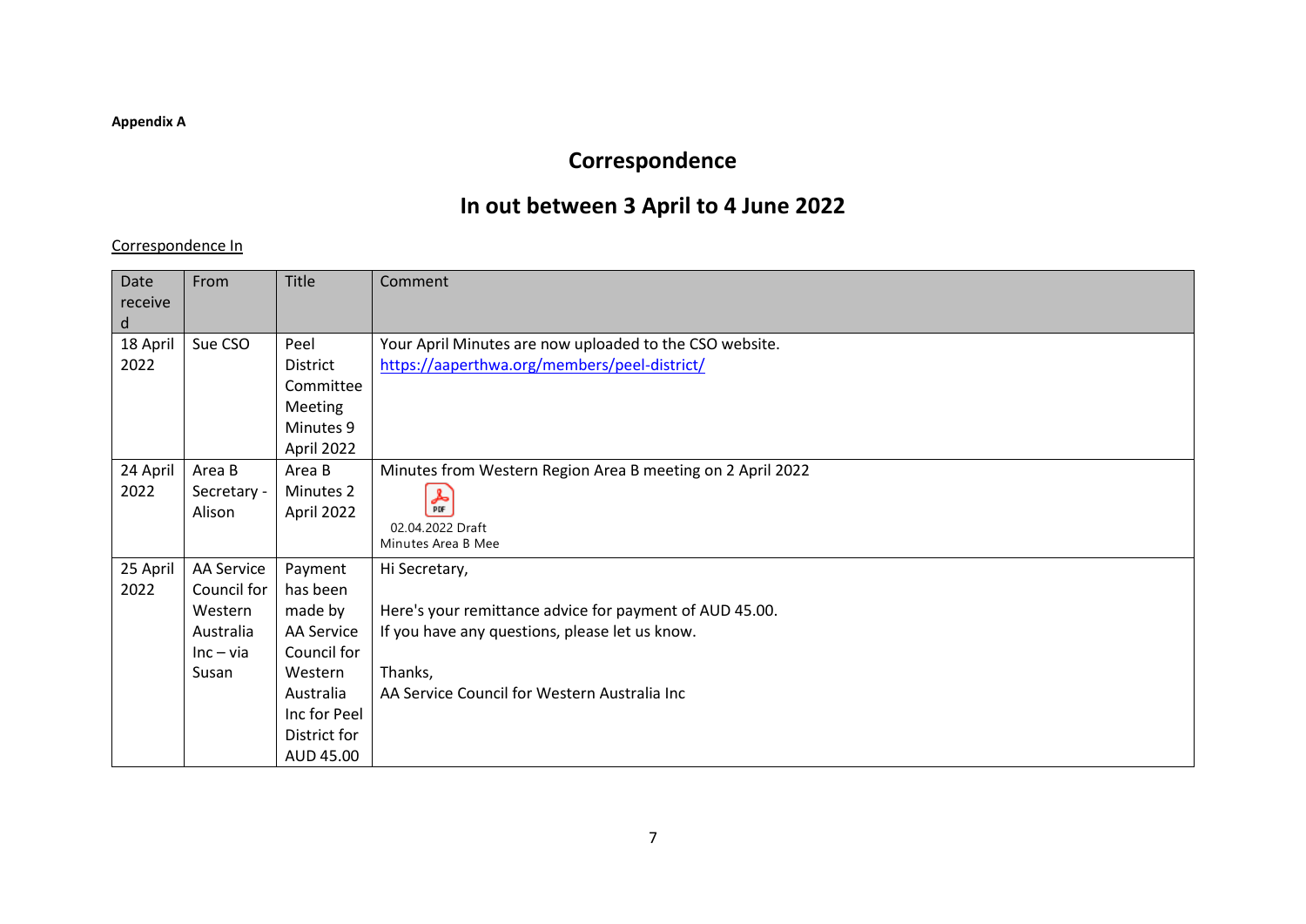**Appendix A**

# Correspondence

# In out between 3 April to 4 June 2022

Correspondence In

| Date received | From | Title | Comment |
|---|---|---|---|
| 18 April 2022 | Sue CSO | Peel District Committee Meeting Minutes 9 April 2022 | Your April Minutes are now uploaded to the CSO website.<br>https://aaperthwa.org/members/peel-district/ |
| 24 April 2022 | Area B Secretary - Alison | Area B Minutes 2 April 2022 | Minutes from Western Region Area B meeting on 2 April 2022<br>02.04.2022 Draft Minutes Area B Mee |
| 25 April 2022 | AA Service Council for Western Australia Inc – via Susan | Payment has been made by AA Service Council for Western Australia Inc for Peel District for AUD 45.00 | Hi Secretary,<br><br>Here's your remittance advice for payment of AUD 45.00.<br>If you have any questions, please let us know.<br><br>Thanks,<br>AA Service Council for Western Australia Inc |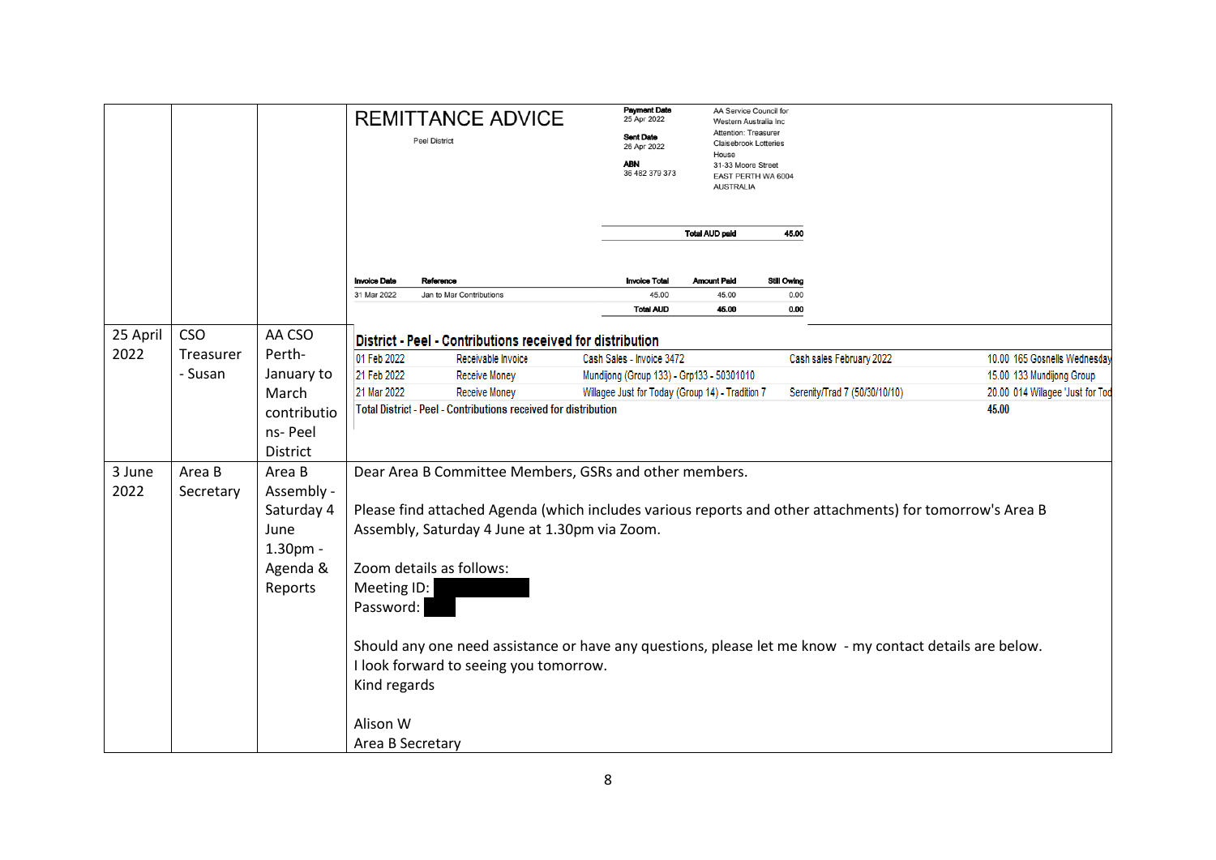| | | | |
|---|---|---|---|
| | | | **REMITTANCE ADVICE**<br>Peel District<br>**Payment Date** 25 Apr 2022<br>**Sent Date** 26 Apr 2022<br>**ABN** 36 482 379 373<br>AA Service Council for Western Australia Inc<br>Attention: Treasurer<br>Claisebrook Lotteries House<br>31-33 Moore Street<br>EAST PERTH WA 6004<br>AUSTRALIA<br>**Total AUD paid** 45.00<br><br>**Invoice Date** / **Reference** / **Invoice Total** / **Amount Paid** / **Still Owing**<br>31 Mar 2022 / Jan to Mar Contributions / 45.00 / 45.00 / 0.00<br>**Total AUD** / **45.00** / **45.00** / **0.00** |
| 25 April 2022 | CSO Treasurer - Susan | AA CSO Perth- January to March contributions- Peel District | **District - Peel - Contributions received for distribution**<br>01 Feb 2022 / Receivable Invoice / Cash Sales - Invoice 3472 / Cash sales February 2022 / 10.00 165 Gosnells Wednesday<br>21 Feb 2022 / Receive Money / Mundijong (Group 133) - Grp133 - 50301010 / 15.00 133 Mundijong Group<br>21 Mar 2022 / Receive Money / Willagee Just for Today (Group 14) - Tradition 7 / Serenity/Trad 7 (50/30/10/10) / 20.00 014 Willagee 'Just for Tod<br>Total District - Peel - Contributions received for distribution / **45.00** |
| 3 June 2022 | Area B Secretary | Area B Assembly - Saturday 4 June 1.30pm - Agenda & Reports | Dear Area B Committee Members, GSRs and other members.<br><br>Please find attached Agenda (which includes various reports and other attachments) for tomorrow's Area B Assembly, Saturday 4 June at 1.30pm via Zoom.<br><br>Zoom details as follows:<br>Meeting ID: [redacted]<br>Password: [redacted]<br><br>Should any one need assistance or have any questions, please let me know - my contact details are below.<br>I look forward to seeing you tomorrow.<br>Kind regards<br><br>Alison W<br>Area B Secretary |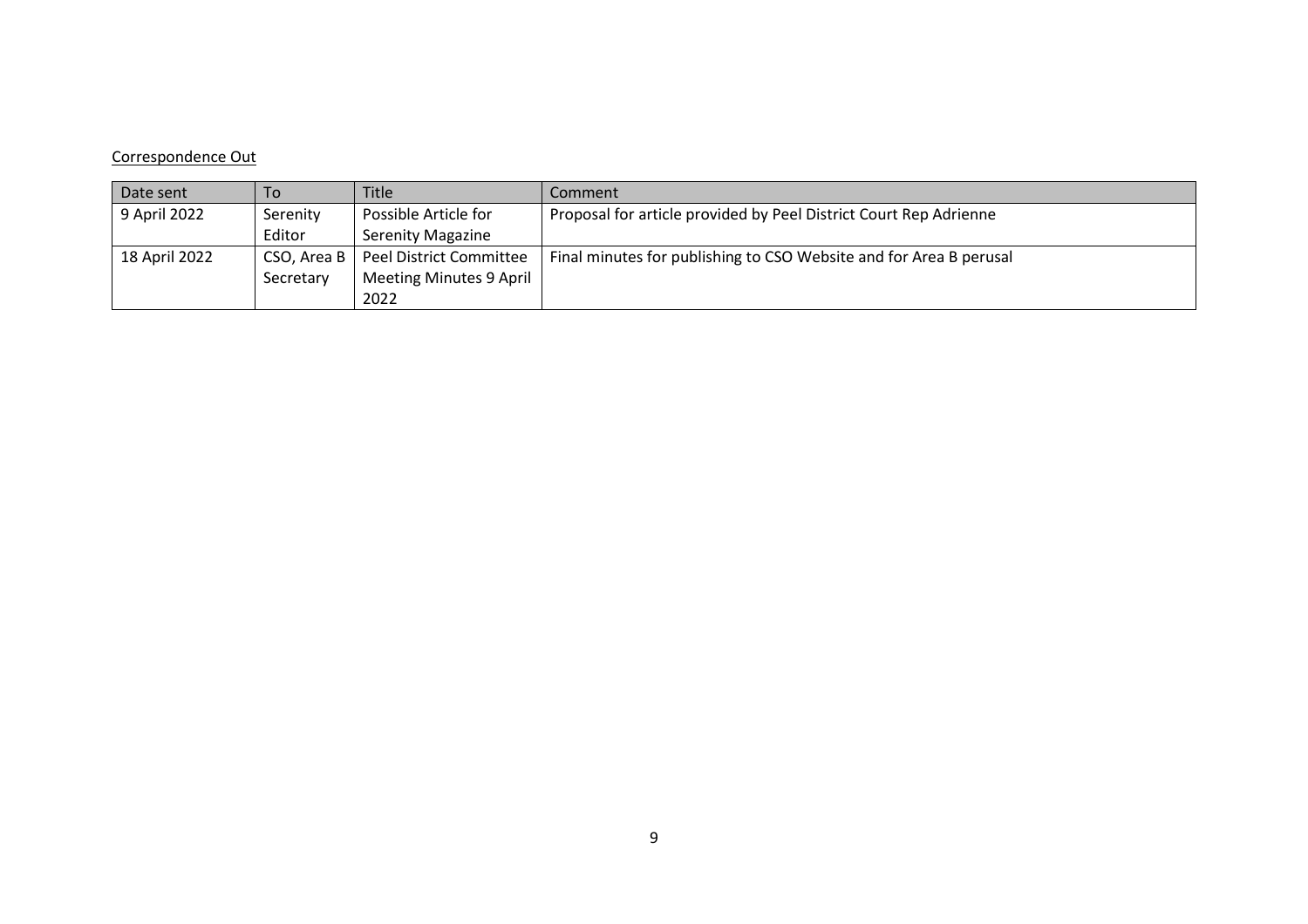Correspondence Out

| Date sent | To | Title | Comment |
| --- | --- | --- | --- |
| 9 April 2022 | Serenity Editor | Possible Article for Serenity Magazine | Proposal for article provided by Peel District Court Rep Adrienne |
| 18 April 2022 | CSO, Area B Secretary | Peel District Committee Meeting Minutes 9 April 2022 | Final minutes for publishing to CSO Website and for Area B perusal |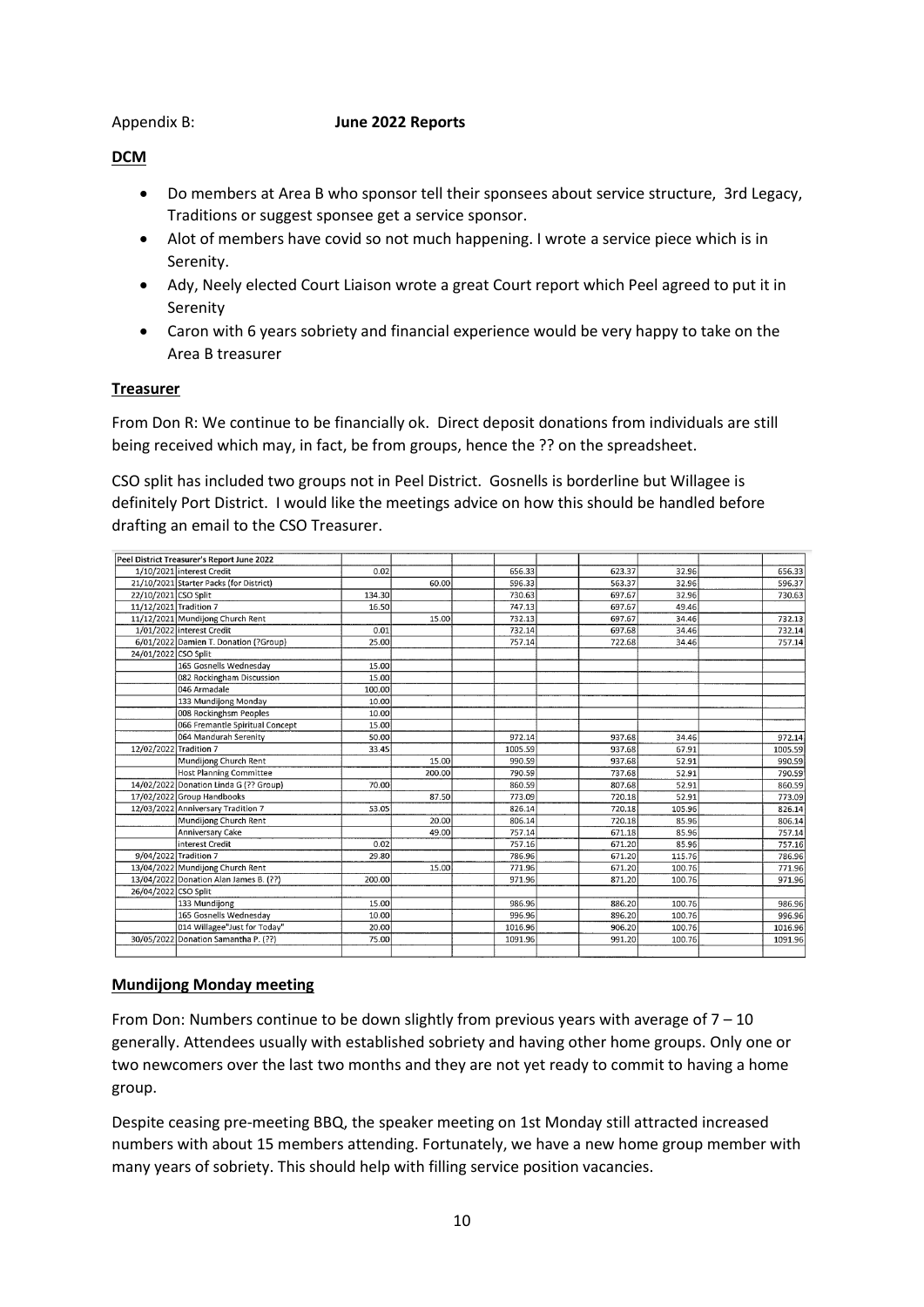Appendix B: **June 2022 Reports**

**DCM**

- Do members at Area B who sponsor tell their sponsees about service structure, 3rd Legacy, Traditions or suggest sponsee get a service sponsor.
- Alot of members have covid so not much happening. I wrote a service piece which is in Serenity.
- Ady, Neely elected Court Liaison wrote a great Court report which Peel agreed to put it in Serenity
- Caron with 6 years sobriety and financial experience would be very happy to take on the Area B treasurer

**Treasurer**

From Don R: We continue to be financially ok. Direct deposit donations from individuals are still being received which may, in fact, be from groups, hence the ?? on the spreadsheet.

CSO split has included two groups not in Peel District. Gosnells is borderline but Willagee is definitely Port District. I would like the meetings advice on how this should be handled before drafting an email to the CSO Treasurer.

| Peel District Treasurer's Report June 2022 | | | | | | | |
|---|---|---|---|---|---|---|---|
| 1/10/2021 | interest Credit | 0.02 | | 656.33 | 623.37 | 32.96 | 656.33 |
| 21/10/2021 | Starter Packs (for District) | | 60.00 | 596.33 | 563.37 | 32.96 | 596.37 |
| 22/10/2021 | CSO Split | 134.30 | | 730.63 | 697.67 | 32.96 | 730.63 |
| 11/12/2021 | Tradition 7 | 16.50 | | 747.13 | 697.67 | 49.46 | |
| 11/12/2021 | Mundijong Church Rent | | 15.00 | 732.13 | 697.67 | 34.46 | 732.13 |
| 1/01/2022 | interest Credit | 0.01 | | 732.14 | 697.68 | 34.46 | 732.14 |
| 6/01/2022 | Damien T. Donation (?Group) | 25.00 | | 757.14 | 722.68 | 34.46 | 757.14 |
| 24/01/2022 | CSO Split | | | | | | |
| | 165 Gosnells Wednesday | 15.00 | | | | | |
| | 082 Rockingham Discussion | 15.00 | | | | | |
| | 046 Armadale | 100.00 | | | | | |
| | 133 Mundijong Monday | 10.00 | | | | | |
| | 008 Rockinghsm Peoples | 10.00 | | | | | |
| | 066 Fremantle Spiritual Concept | 15.00 | | | | | |
| | 064 Mandurah Serenity | 50.00 | | 972.14 | 937.68 | 34.46 | 972.14 |
| 12/02/2022 | Tradition 7 | 33.45 | | 1005.59 | 937.68 | 67.91 | 1005.59 |
| | Mundijong Church Rent | | 15.00 | 990.59 | 937.68 | 52.91 | 990.59 |
| | Host Planning Committee | | 200.00 | 790.59 | 737.68 | 52.91 | 790.59 |
| 14/02/2022 | Donation Linda G (?? Group) | 70.00 | | 860.59 | 807.68 | 52.91 | 860.59 |
| 17/02/2022 | Group Handbooks | | 87.50 | 773.09 | 720.18 | 52.91 | 773.09 |
| 12/03/2022 | Anniversary Tradition 7 | 53.05 | | 826.14 | 720.18 | 105.96 | 826.14 |
| | Mundijong Church Rent | | 20.00 | 806.14 | 720.18 | 85.96 | 806.14 |
| | Anniversary Cake | | 49.00 | 757.14 | 671.18 | 85.96 | 757.14 |
| | interest Credit | 0.02 | | 757.16 | 671.20 | 85.96 | 757.16 |
| 9/04/2022 | Tradition 7 | 29.80 | | 786.96 | 671.20 | 115.76 | 786.96 |
| 13/04/2022 | Mundijong Church Rent | | 15.00 | 771.96 | 671.20 | 100.76 | 771.96 |
| 13/04/2022 | Donation Alan James B. (??) | 200.00 | | 971.96 | 871.20 | 100.76 | 971.96 |
| 26/04/2022 | CSO Split | | | | | | |
| | 133 Mundijong | 15.00 | | 986.96 | 886.20 | 100.76 | 986.96 |
| | 165 Gosnells Wednesday | 10.00 | | 996.96 | 896.20 | 100.76 | 996.96 |
| | 014 Willagee"Just for Today" | 20.00 | | 1016.96 | 906.20 | 100.76 | 1016.96 |
| 30/05/2022 | Donation Samantha P. (??) | 75.00 | | 1091.96 | 991.20 | 100.76 | 1091.96 |

**Mundijong Monday meeting**

From Don: Numbers continue to be down slightly from previous years with average of 7 – 10 generally. Attendees usually with established sobriety and having other home groups. Only one or two newcomers over the last two months and they are not yet ready to commit to having a home group.

Despite ceasing pre-meeting BBQ, the speaker meeting on 1st Monday still attracted increased numbers with about 15 members attending. Fortunately, we have a new home group member with many years of sobriety. This should help with filling service position vacancies.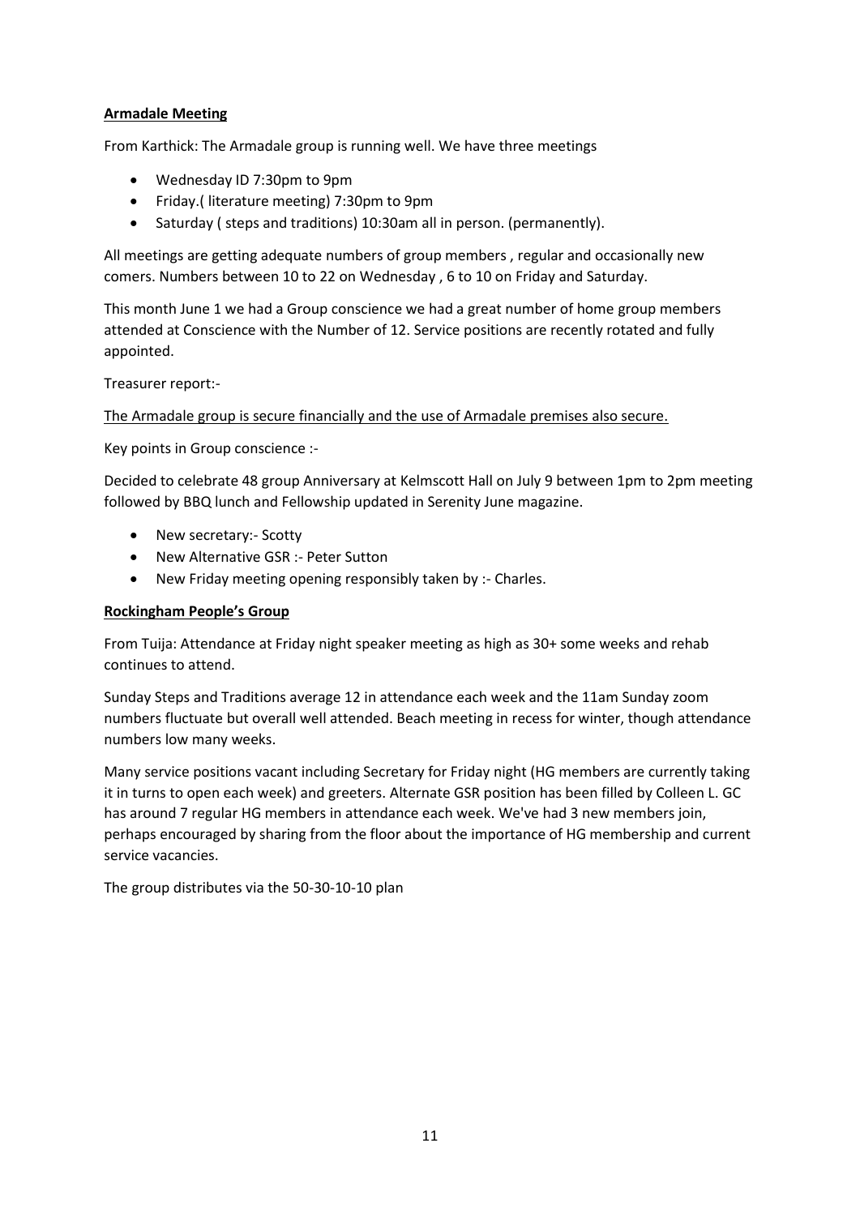**Armadale Meeting**

From Karthick: The Armadale group is running well. We have three meetings

- Wednesday ID 7:30pm to 9pm
- Friday.( literature meeting) 7:30pm to 9pm
- Saturday ( steps and traditions) 10:30am all in person. (permanently).

All meetings are getting adequate numbers of group members , regular and occasionally new comers. Numbers between 10 to 22 on Wednesday , 6 to 10 on Friday and Saturday.

This month June 1 we had a Group conscience we had a great number of home group members attended at Conscience with the Number of 12. Service positions are recently rotated and fully appointed.

Treasurer report:-

<u>The Armadale group is secure financially and the use of Armadale premises also secure.</u>

Key points in Group conscience :-

Decided to celebrate 48 group Anniversary at Kelmscott Hall on July 9 between 1pm to 2pm meeting followed by BBQ lunch and Fellowship updated in Serenity June magazine.

- New secretary:- Scotty
- New Alternative GSR :- Peter Sutton
- New Friday meeting opening responsibly taken by :- Charles.

**Rockingham People's Group**

From Tuija: Attendance at Friday night speaker meeting as high as 30+ some weeks and rehab continues to attend.

Sunday Steps and Traditions average 12 in attendance each week and the 11am Sunday zoom numbers fluctuate but overall well attended. Beach meeting in recess for winter, though attendance numbers low many weeks.

Many service positions vacant including Secretary for Friday night (HG members are currently taking it in turns to open each week) and greeters. Alternate GSR position has been filled by Colleen L. GC has around 7 regular HG members in attendance each week. We've had 3 new members join, perhaps encouraged by sharing from the floor about the importance of HG membership and current service vacancies.

The group distributes via the 50-30-10-10 plan